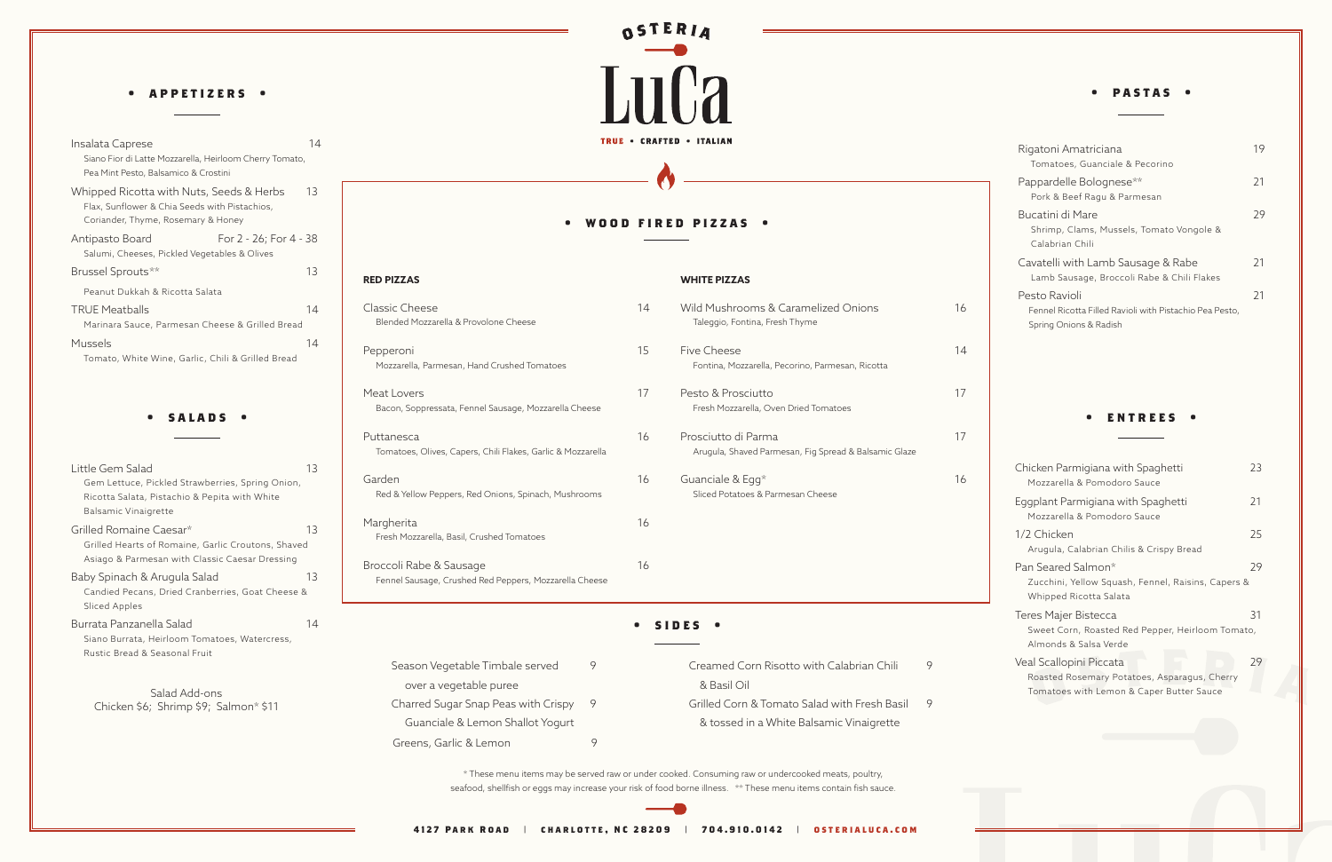# OSTERIA LuCa

TRUE • CRAFTED • ITALIAN

## APPETIZERS

**Insalata Caprese** — 14
Siano Fior di Latte Mozzarella, Heirloom Cherry Tomato, Pea Mint Pesto, Balsamico & Crostini

**Whipped Ricotta with Nuts, Seeds & Herbs** — 13
Flax, Sunflower & Chia Seeds with Pistachios, Coriander, Thyme, Rosemary & Honey

**Antipasto Board** — For 2 - 26; For 4 - 38
Salumi, Cheeses, Pickled Vegetables & Olives

**Brussel Sprouts**** — 13
Peanut Dukkah & Ricotta Salata

**TRUE Meatballs** — 14
Marinara Sauce, Parmesan Cheese & Grilled Bread

**Mussels** — 14
Tomato, White Wine, Garlic, Chili & Grilled Bread

## SALADS

**Little Gem Salad** — 13
Gem Lettuce, Pickled Strawberries, Spring Onion, Ricotta Salata, Pistachio & Pepita with White Balsamic Vinaigrette

**Grilled Romaine Caesar*** — 13
Grilled Hearts of Romaine, Garlic Croutons, Shaved Asiago & Parmesan with Classic Caesar Dressing

**Baby Spinach & Arugula Salad** — 13
Candied Pecans, Dried Cranberries, Goat Cheese & Sliced Apples

**Burrata Panzanella Salad** — 14
Siano Burrata, Heirloom Tomatoes, Watercress, Rustic Bread & Seasonal Fruit

Salad Add-ons
Chicken $6; Shrimp $9; Salmon* $11

## WOOD FIRED PIZZAS

### RED PIZZAS

**Classic Cheese** — 14
Blended Mozzarella & Provolone Cheese

**Pepperoni** — 15
Mozzarella, Parmesan, Hand Crushed Tomatoes

**Meat Lovers** — 17
Bacon, Soppressata, Fennel Sausage, Mozzarella Cheese

**Puttanesca** — 16
Tomatoes, Olives, Capers, Chili Flakes, Garlic & Mozzarella

**Garden** — 16
Red & Yellow Peppers, Red Onions, Spinach, Mushrooms

**Margherita** — 16
Fresh Mozzarella, Basil, Crushed Tomatoes

**Broccoli Rabe & Sausage** — 16
Fennel Sausage, Crushed Red Peppers, Mozzarella Cheese

### WHITE PIZZAS

**Wild Mushrooms & Caramelized Onions** — 16
Taleggio, Fontina, Fresh Thyme

**Five Cheese** — 14
Fontina, Mozzarella, Pecorino, Parmesan, Ricotta

**Pesto & Prosciutto** — 17
Fresh Mozzarella, Oven Dried Tomatoes

**Prosciutto di Parma** — 17
Arugula, Shaved Parmesan, Fig Spread & Balsamic Glaze

**Guanciale & Egg*** — 16
Sliced Potatoes & Parmesan Cheese

## SIDES

- Season Vegetable Timbale served over a vegetable puree — 9
- Charred Sugar Snap Peas with Crispy Guanciale & Lemon Shallot Yogurt — 9
- Greens, Garlic & Lemon — 9
- Creamed Corn Risotto with Calabrian Chili & Basil Oil — 9
- Grilled Corn & Tomato Salad with Fresh Basil & tossed in a White Balsamic Vinaigrette — 9

## PASTAS

**Rigatoni Amatriciana** — 19
Tomatoes, Guanciale & Pecorino

**Pappardelle Bolognese**** — 21
Pork & Beef Ragu & Parmesan

**Bucatini di Mare** — 29
Shrimp, Clams, Mussels, Tomato Vongole & Calabrian Chili

**Cavatelli with Lamb Sausage & Rabe** — 21
Lamb Sausage, Broccoli Rabe & Chili Flakes

**Pesto Ravioli** — 21
Fennel Ricotta Filled Ravioli with Pistachio Pea Pesto, Spring Onions & Radish

## ENTREES

**Chicken Parmigiana with Spaghetti** — 23
Mozzarella & Pomodoro Sauce

**Eggplant Parmigiana with Spaghetti** — 21
Mozzarella & Pomodoro Sauce

**1/2 Chicken** — 25
Arugula, Calabrian Chilis & Crispy Bread

**Pan Seared Salmon*** — 29
Zucchini, Yellow Squash, Fennel, Raisins, Capers & Whipped Ricotta Salata

**Teres Majer Bistecca** — 31
Sweet Corn, Roasted Red Pepper, Heirloom Tomato, Almonds & Salsa Verde

**Veal Scallopini Piccata** — 29
Roasted Rosemary Potatoes, Asparagus, Cherry Tomatoes with Lemon & Caper Butter Sauce

\* These menu items may be served raw or under cooked. Consuming raw or undercooked meats, poultry, seafood, shellfish or eggs may increase your risk of food borne illness. ** These menu items contain fish sauce.

4127 PARK ROAD | CHARLOTTE, NC 28209 | 704.910.0142 | OSTERIALUCA.COM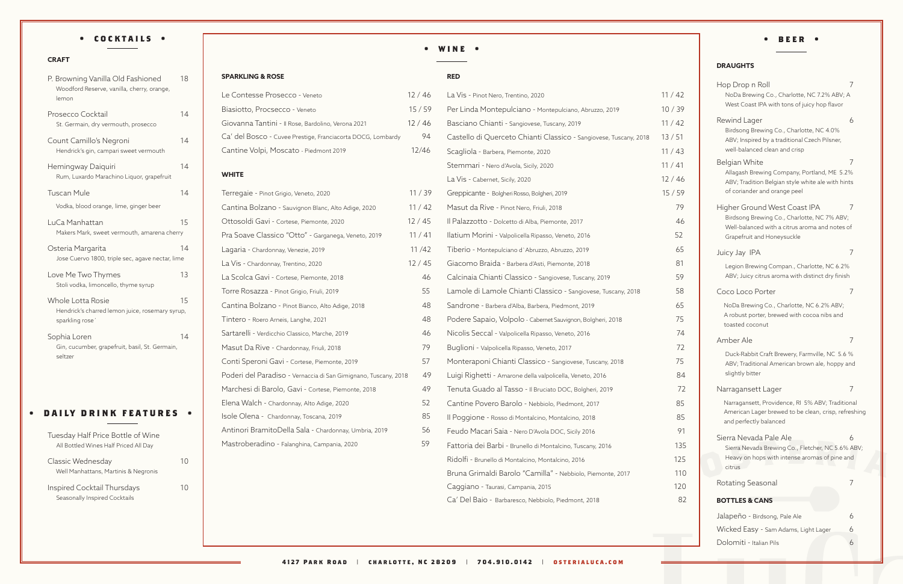# COCKTAILS

## CRAFT

P. Browning Vanilla Old Fashioned — 18
Woodford Reserve, vanilla, cherry, orange, lemon

Prosecco Cocktail — 14
St. Germain, dry vermouth, prosecco

Count Camillo's Negroni — 14
Hendrick's gin, campari sweet vermouth

Hemingway Daiquiri — 14
Rum, Luxardo Marachino Liquor, grapefruit

Tuscan Mule — 14
Vodka, blood orange, lime, ginger beer

LuCa Manhattan — 15
Makers Mark, sweet vermouth, amarena cherry

Osteria Margarita — 14
Jose Cuervo 1800, triple sec, agave nectar, lime

Love Me Two Thymes — 13
Stoli vodka, limoncello, thyme syrup

Whole Lotta Rosie — 15
Hendrick's charred lemon juice, rosemary syrup, sparkling rose´

Sophia Loren — 14
Gin, cucumber, grapefruit, basil, St. Germain, seltzer

# DAILY DRINK FEATURES

Tuesday Half Price Bottle of Wine
All Bottled Wines Half Priced All Day

Classic Wednesday — 10
Well Manhattans, Martinis & Negronis

Inspired Cocktail Thursdays — 10
Seasonally Inspired Cocktails

# WINE

## SPARKLING & ROSE

| | |
|---|---|
| Le Contesse Prosecco - Veneto | 12 / 46 |
| Biasiotto, Procsecco - Veneto | 15 / 59 |
| Giovanna Tantini - Il Rose, Bardolino, Verona 2021 | 12 / 46 |
| Ca' del Bosco - Cuvee Prestige, Franciacorta DOCG, Lombardy | 94 |
| Cantine Volpi, Moscato - Piedmont 2019 | 12/46 |

## WHITE

| | |
|---|---|
| Terregaie - Pinot Grigio, Veneto, 2020 | 11 / 39 |
| Cantina Bolzano - Sauvignon Blanc, Alto Adige, 2020 | 11 / 42 |
| Ottosoldi Gavi - Cortese, Piemonte, 2020 | 12 / 45 |
| Pra Soave Classico "Otto" - Garganega, Veneto, 2019 | 11 / 41 |
| Lagaria - Chardonnay, Venezie, 2019 | 11 /42 |
| La Vis - Chardonnay, Trentino, 2020 | 12 / 45 |
| La Scolca Gavi - Cortese, Piemonte, 2018 | 46 |
| Torre Rosazza - Pinot Grigio, Friuli, 2019 | 55 |
| Cantina Bolzano - Pinot Bianco, Alto Adige, 2018 | 48 |
| Tintero - Roero Arneis, Langhe, 2021 | 48 |
| Sartarelli - Verdicchio Classico, Marche, 2019 | 46 |
| Masut Da Rive - Chardonnay, Friuli, 2018 | 79 |
| Conti Speroni Gavi - Cortese, Piemonte, 2019 | 57 |
| Poderi del Paradiso - Vernaccia di San Gimignano, Tuscany, 2018 | 49 |
| Marchesi di Barolo, Gavi - Cortese, Piemonte, 2018 | 49 |
| Elena Walch - Chardonnay, Alto Adige, 2020 | 52 |
| Isole Olena - Chardonnay, Toscana, 2019 | 85 |
| Antinori BramitoDella Sala - Chardonnay, Umbria, 2019 | 56 |
| Mastroberadino - Falanghina, Campania, 2020 | 59 |

## RED

| | |
|---|---|
| La Vis - Pinot Nero, Trentino, 2020 | 11 / 42 |
| Per Linda Montepulciano - Montepulciano, Abruzzo, 2019 | 10 / 39 |
| Basciano Chianti - Sangiovese, Tuscany, 2019 | 11 / 42 |
| Castello di Querceto Chianti Classico - Sangiovese, Tuscany, 2018 | 13 / 51 |
| Scagliola - Barbera, Piemonte, 2020 | 11 / 43 |
| Stemmari - Nero d'Avola, Sicily, 2020 | 11 / 41 |
| La Vis - Cabernet, Sicily, 2020 | 12 / 46 |
| Greppicante - Bolgheri Rosso, Bolgheri, 2019 | 15 / 59 |
| Masut da Rive - Pinot Nero, Friuli, 2018 | 79 |
| Il Palazzotto - Dolcetto di Alba, Piemonte, 2017 | 46 |
| Ilatium Morini - Valpolicella Ripasso, Veneto, 2016 | 52 |
| Tiberio - Montepulciano d`Abruzzo, Abruzzo, 2019 | 65 |
| Giacomo Braida - Barbera d'Asti, Piemonte, 2018 | 81 |
| Calcinaia Chianti Classico - Sangiovese, Tuscany, 2019 | 59 |
| Lamole di Lamole Chianti Classico - Sangiovese, Tuscany, 2018 | 58 |
| Sandrone - Barbera d'Alba, Barbera, Piedmont, 2019 | 65 |
| Podere Sapaio, Volpolo - Cabernet Sauvignon, Bolgheri, 2018 | 75 |
| Nicolis Seccal - Valpolicella Ripasso, Veneto, 2016 | 74 |
| Buglioni - Valpolicella Ripasso, Veneto, 2017 | 72 |
| Monteraponi Chianti Classico - Sangiovese, Tuscany, 2018 | 75 |
| Luigi Righetti - Amarone della valpolicella, Veneto, 2016 | 84 |
| Tenuta Guado al Tasso - Il Bruciato DOC, Bolgheri, 2019 | 72 |
| Cantine Povero Barolo - Nebbiolo, Piedmont, 2017 | 85 |
| Il Poggione - Rosso di Montalcino, Montalcino, 2018 | 85 |
| Feudo Macari Saia - Nero D'Avola DOC, Sicily 2016 | 91 |
| Fattoria dei Barbi - Brunello di Montalcino, Tuscany, 2016 | 135 |
| Ridolfi - Brunello di Montalcino, Montalcino, 2016 | 125 |
| Bruna Grimaldi Barolo "Camilla" - Nebbiolo, Piemonte, 2017 | 110 |
| Caggiano - Taurasi, Campania, 2015 | 120 |
| Ca' Del Baio - Barbaresco, Nebbiolo, Piedmont, 2018 | 82 |

# BEER

## DRAUGHTS

Hop Drop n Roll — 7
NoDa Brewing Co., Charlotte, NC 7.2% ABV; A West Coast IPA with tons of juicy hop flavor

Rewind Lager — 6
Birdsong Brewing Co., Charlotte, NC 4.0% ABV; Inspired by a traditional Czech Pilsner, well-balanced clean and crisp

Belgian White — 7
Allagash Brewing Company, Portland, ME 5.2% ABV; Tradition Belgian style white ale with hints of coriander and orange peel

Higher Ground West Coast IPA — 7
Birdsong Brewing Co., Charlotte, NC 7% ABV; Well-balanced with a citrus aroma and notes of Grapefruit and Honeysuckle

Juicy Jay IPA — 7
Legion Brewing Compan., Charlotte, NC 6.2% ABV; Juicy citrus aroma with distinct dry finish

Coco Loco Porter — 7
NoDa Brewing Co., Charlotte, NC 6.2% ABV; A robust porter, brewed with cocoa nibs and toasted coconut

Amber Ale — 7
Duck-Rabbit Craft Brewery, Farmville, NC 5.6 % ABV; Traditional American brown ale, hoppy and slightly bitter

Narragansett Lager — 7
Narragansett, Providence, RI 5% ABV; Traditional American Lager brewed to be clean, crisp, refreshing and perfectly balanced

Sierra Nevada Pale Ale — 6
Sierra Nevada Brewing Co., Fletcher, NC 5.6% ABV; Heavy on hops with intense aromas of pine and citrus

Rotating Seasonal — 7

## BOTTLES & CANS

| | |
|---|---|
| Jalapeño - Birdsong, Pale Ale | 6 |
| Wicked Easy - Sam Adams, Light Lager | 6 |
| Dolomiti - Italian Pils | 6 |

4127 PARK ROAD | CHARLOTTE, NC 28209 | 704.910.0142 | OSTERIALUCA.COM